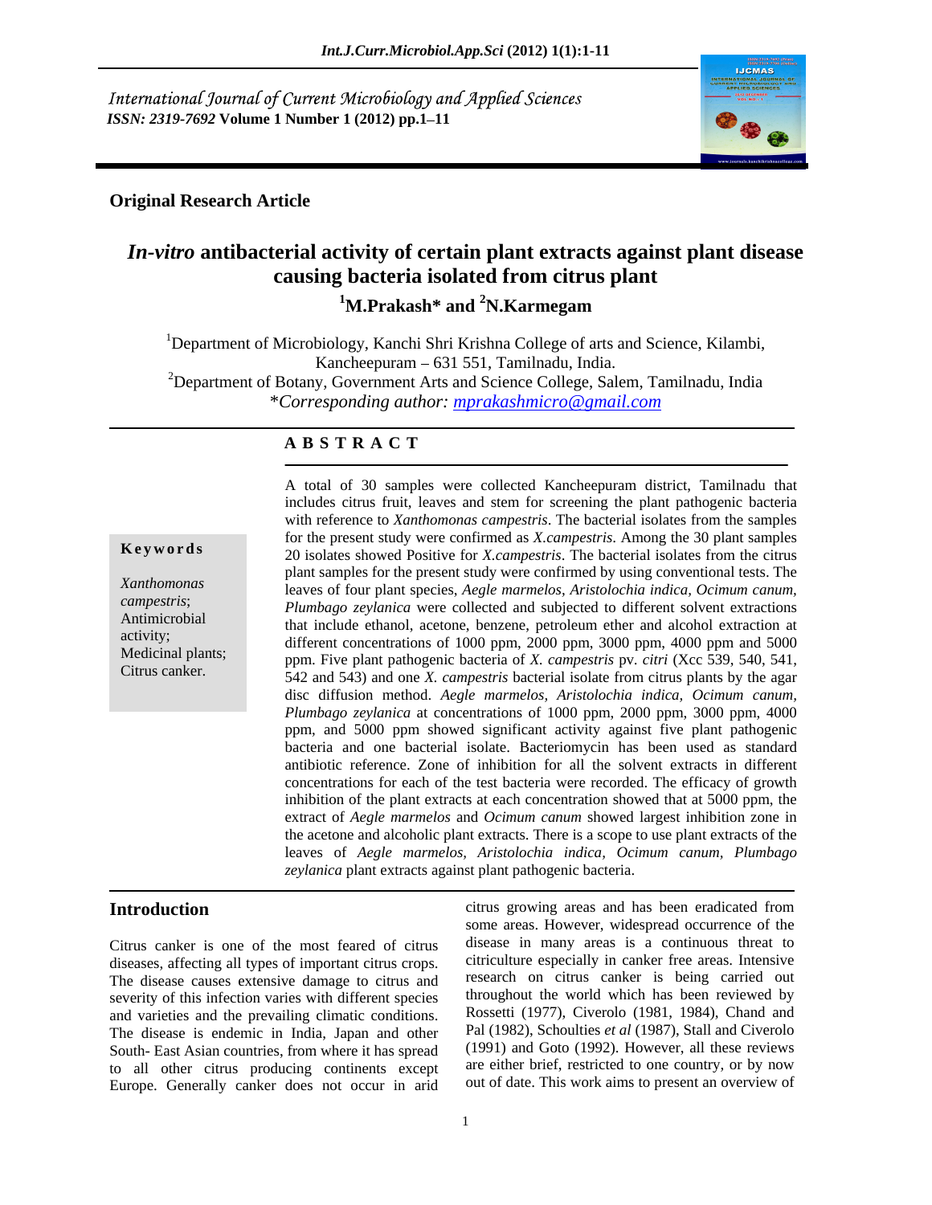International Journal of Current Microbiology and Applied Sciences
*ISSN: 2319-7692* **Volume 1 Number 1 (2012) pp.1–11**

**Original Research Article**

# *In-vitro* antibacterial activity of certain plant extracts against plant disease causing bacteria isolated from citrus plant

**[1]M.Prakash* and [2]N.Karmegam**

[1]Department of Microbiology, Kanchi Shri Krishna College of arts and Science, Kilambi, Kancheepuram – 631 551, Tamilnadu, India.
[2]Department of Botany, Government Arts and Science College, Salem, Tamilnadu, India
**Corresponding author:* mprakashmicro@gmail.com

## A B S T R A C T

**Keywords**

*Xanthomonas campestris*; Antimicrobial activity; Medicinal plants; Citrus canker.

A total of 30 samples were collected Kancheepuram district, Tamilnadu that includes citrus fruit, leaves and stem for screening the plant pathogenic bacteria with reference to *Xanthomonas campestris*. The bacterial isolates from the samples for the present study were confirmed as *X.campestris*. Among the 30 plant samples 20 isolates showed Positive for *X.campestris*. The bacterial isolates from the citrus plant samples for the present study were confirmed by using conventional tests. The leaves of four plant species, *Aegle marmelos, Aristolochia indica, Ocimum canum, Plumbago zeylanica* were collected and subjected to different solvent extractions that include ethanol, acetone, benzene, petroleum ether and alcohol extraction at different concentrations of 1000 ppm, 2000 ppm, 3000 ppm, 4000 ppm and 5000 ppm. Five plant pathogenic bacteria of *X. campestris* pv. *citri* (Xcc 539, 540, 541, 542 and 543) and one *X. campestris* bacterial isolate from citrus plants by the agar disc diffusion method. *Aegle marmelos, Aristolochia indica, Ocimum canum, Plumbago zeylanica* at concentrations of 1000 ppm, 2000 ppm, 3000 ppm, 4000 ppm, and 5000 ppm showed significant activity against five plant pathogenic bacteria and one bacterial isolate. Bacteriomycin has been used as standard antibiotic reference. Zone of inhibition for all the solvent extracts in different concentrations for each of the test bacteria were recorded. The efficacy of growth inhibition of the plant extracts at each concentration showed that at 5000 ppm, the extract of *Aegle marmelos* and *Ocimum canum* showed largest inhibition zone in the acetone and alcoholic plant extracts. There is a scope to use plant extracts of the leaves of *Aegle marmelos, Aristolochia indica, Ocimum canum, Plumbago zeylanica* plant extracts against plant pathogenic bacteria.

## Introduction

Citrus canker is one of the most feared of citrus diseases, affecting all types of important citrus crops. The disease causes extensive damage to citrus and severity of this infection varies with different species and varieties and the prevailing climatic conditions. The disease is endemic in India, Japan and other South- East Asian countries, from where it has spread to all other citrus producing continents except Europe. Generally canker does not occur in arid citrus growing areas and has been eradicated from some areas. However, widespread occurrence of the disease in many areas is a continuous threat to citriculture especially in canker free areas. Intensive research on citrus canker is being carried out throughout the world which has been reviewed by Rossetti (1977), Civerolo (1981, 1984), Chand and Pal (1982), Schoulties *et al* (1987), Stall and Civerolo (1991) and Goto (1992). However, all these reviews are either brief, restricted to one country, or by now out of date. This work aims to present an overview of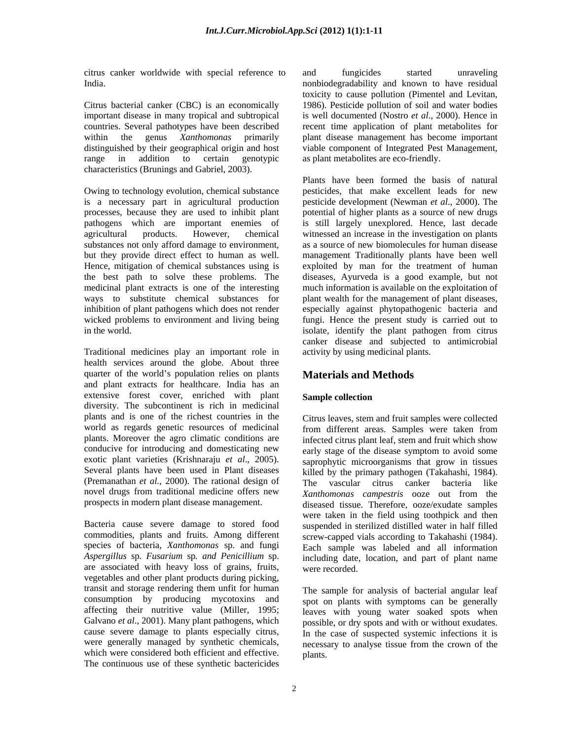citrus canker worldwide with special reference to India.

Citrus bacterial canker (CBC) is an economically important disease in many tropical and subtropical countries. Several pathotypes have been described within the genus *Xanthomonas* primarily distinguished by their geographical origin and host range in addition to certain genotypic characteristics (Brunings and Gabriel, 2003).

Owing to technology evolution, chemical substance is a necessary part in agricultural production processes, because they are used to inhibit plant pathogens which are important enemies of agricultural products. However, chemical substances not only afford damage to environment, but they provide direct effect to human as well. Hence, mitigation of chemical substances using is the best path to solve these problems. The medicinal plant extracts is one of the interesting ways to substitute chemical substances for inhibition of plant pathogens which does not render wicked problems to environment and living being in the world.

Traditional medicines play an important role in health services around the globe. About three quarter of the world's population relies on plants and plant extracts for healthcare. India has an extensive forest cover, enriched with plant diversity. The subcontinent is rich in medicinal plants and is one of the richest countries in the world as regards genetic resources of medicinal plants. Moreover the agro climatic conditions are conducive for introducing and domesticating new exotic plant varieties (Krishnaraju *et al*., 2005). Several plants have been used in Plant diseases (Premanathan *et al.,* 2000). The rational design of novel drugs from traditional medicine offers new prospects in modern plant disease management.

Bacteria cause severe damage to stored food commodities, plants and fruits. Among different species of bacteria, *Xanthomonas* sp. and fungi *Aspergillus* sp. *Fusarium* sp. *and Penicillium* sp. are associated with heavy loss of grains, fruits, vegetables and other plant products during picking, transit and storage rendering them unfit for human consumption by producing mycotoxins and affecting their nutritive value (Miller, 1995; Galvano *et al*., 2001). Many plant pathogens, which cause severe damage to plants especially citrus, were generally managed by synthetic chemicals, which were considered both efficient and effective. The continuous use of these synthetic bactericides and fungicides started unraveling nonbiodegradability and known to have residual toxicity to cause pollution (Pimentel and Levitan, 1986). Pesticide pollution of soil and water bodies is well documented (Nostro *et al*., 2000). Hence in recent time application of plant metabolites for plant disease management has become important viable component of Integrated Pest Management, as plant metabolites are eco-friendly.

Plants have been formed the basis of natural pesticides, that make excellent leads for new pesticide development (Newman *et al*., 2000). The potential of higher plants as a source of new drugs is still largely unexplored. Hence, last decade witnessed an increase in the investigation on plants as a source of new biomolecules for human disease management Traditionally plants have been well exploited by man for the treatment of human diseases, Ayurveda is a good example, but not much information is available on the exploitation of plant wealth for the management of plant diseases, especially against phytopathogenic bacteria and fungi. Hence the present study is carried out to isolate, identify the plant pathogen from citrus canker disease and subjected to antimicrobial activity by using medicinal plants.

## Materials and Methods

### Sample collection

Citrus leaves, stem and fruit samples were collected from different areas. Samples were taken from infected citrus plant leaf, stem and fruit which show early stage of the disease symptom to avoid some saprophytic microorganisms that grow in tissues killed by the primary pathogen (Takahashi, 1984). The vascular citrus canker bacteria like *Xanthomonas campestris* ooze out from the diseased tissue. Therefore, ooze/exudate samples were taken in the field using toothpick and then suspended in sterilized distilled water in half filled screw-capped vials according to Takahashi (1984). Each sample was labeled and all information including date, location, and part of plant name were recorded.

The sample for analysis of bacterial angular leaf spot on plants with symptoms can be generally leaves with young water soaked spots when possible, or dry spots and with or without exudates. In the case of suspected systemic infections it is necessary to analyse tissue from the crown of the plants.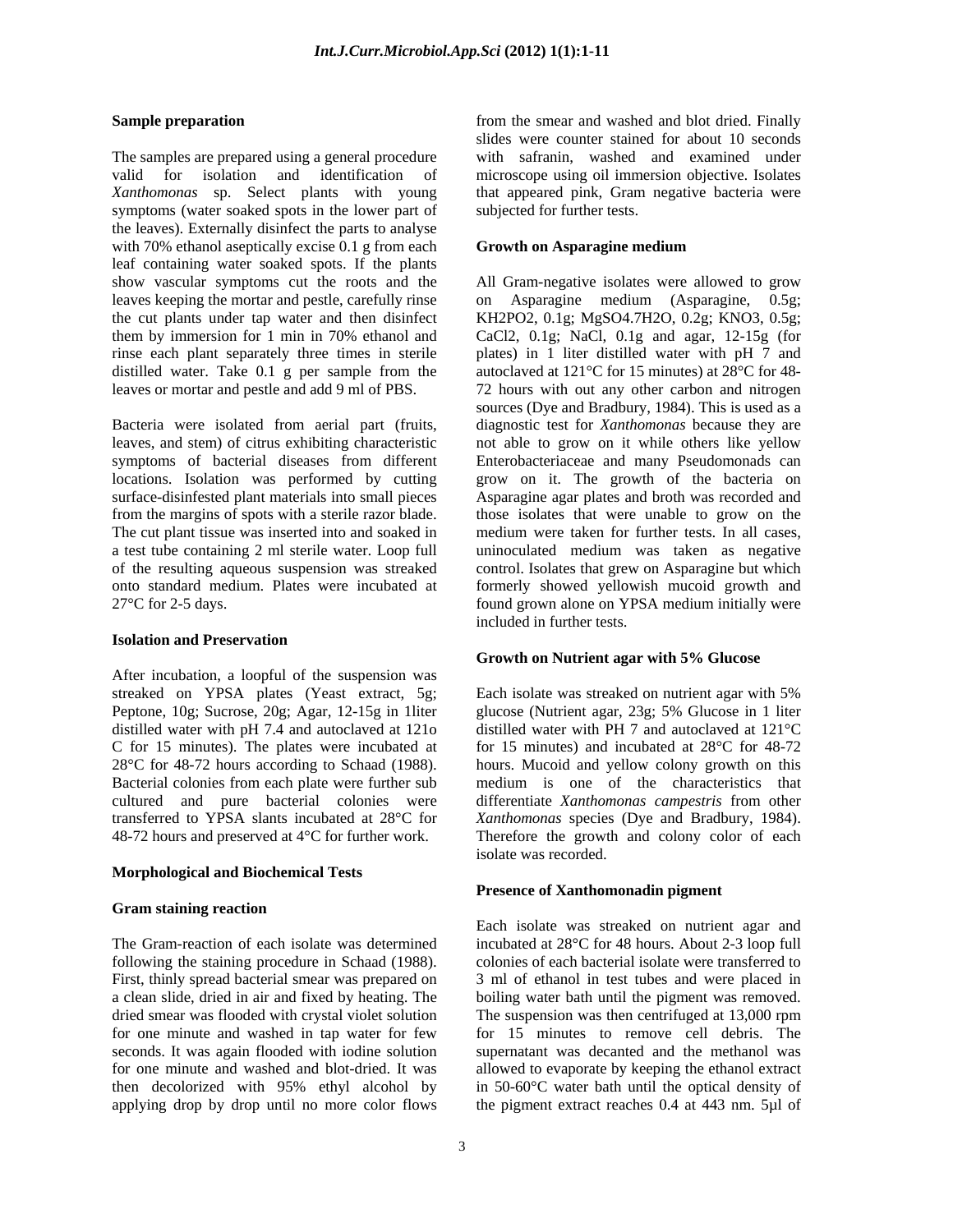### Sample preparation

The samples are prepared using a general procedure valid for isolation and identification of *Xanthomonas* sp. Select plants with young symptoms (water soaked spots in the lower part of the leaves). Externally disinfect the parts to analyse with 70% ethanol aseptically excise 0.1 g from each leaf containing water soaked spots. If the plants show vascular symptoms cut the roots and the leaves keeping the mortar and pestle, carefully rinse the cut plants under tap water and then disinfect them by immersion for 1 min in 70% ethanol and rinse each plant separately three times in sterile distilled water. Take 0.1 g per sample from the leaves or mortar and pestle and add 9 ml of PBS.

Bacteria were isolated from aerial part (fruits, leaves, and stem) of citrus exhibiting characteristic symptoms of bacterial diseases from different locations. Isolation was performed by cutting surface-disinfested plant materials into small pieces from the margins of spots with a sterile razor blade. The cut plant tissue was inserted into and soaked in a test tube containing 2 ml sterile water. Loop full of the resulting aqueous suspension was streaked onto standard medium. Plates were incubated at 27°C for 2-5 days.

### Isolation and Preservation

After incubation, a loopful of the suspension was streaked on YPSA plates (Yeast extract, 5g; Peptone, 10g; Sucrose, 20g; Agar, 12-15g in 1liter distilled water with pH 7.4 and autoclaved at 121o C for 15 minutes). The plates were incubated at 28°C for 48-72 hours according to Schaad (1988). Bacterial colonies from each plate were further sub cultured and pure bacterial colonies were transferred to YPSA slants incubated at 28°C for 48-72 hours and preserved at 4°C for further work.

### Morphological and Biochemical Tests

### Gram staining reaction

The Gram-reaction of each isolate was determined following the staining procedure in Schaad (1988). First, thinly spread bacterial smear was prepared on a clean slide, dried in air and fixed by heating. The dried smear was flooded with crystal violet solution for one minute and washed in tap water for few seconds. It was again flooded with iodine solution for one minute and washed and blot-dried. It was then decolorized with 95% ethyl alcohol by applying drop by drop until no more color flows from the smear and washed and blot dried. Finally slides were counter stained for about 10 seconds with safranin, washed and examined under microscope using oil immersion objective. Isolates that appeared pink, Gram negative bacteria were subjected for further tests.

### Growth on Asparagine medium

All Gram-negative isolates were allowed to grow on Asparagine medium (Asparagine, 0.5g; $KH_2PO_2$, 0.1g; $MgSO_4.7H_2O$, 0.2g; $KNO_3$, 0.5g; $CaCl_2$, 0.1g; NaCl, 0.1g and agar, 12-15g (for plates) in 1 liter distilled water with pH 7 and autoclaved at 121°C for 15 minutes) at 28°C for 48-72 hours with out any other carbon and nitrogen sources (Dye and Bradbury, 1984). This is used as a diagnostic test for *Xanthomonas* because they are not able to grow on it while others like yellow Enterobacteriaceae and many Pseudomonads can grow on it. The growth of the bacteria on Asparagine agar plates and broth was recorded and those isolates that were unable to grow on the medium were taken for further tests. In all cases, uninoculated medium was taken as negative control. Isolates that grew on Asparagine but which formerly showed yellowish mucoid growth and found grown alone on YPSA medium initially were included in further tests.

### Growth on Nutrient agar with 5% Glucose

Each isolate was streaked on nutrient agar with 5% glucose (Nutrient agar, 23g; 5% Glucose in 1 liter distilled water with PH 7 and autoclaved at 121°C for 15 minutes) and incubated at 28°C for 48-72 hours. Mucoid and yellow colony growth on this medium is one of the characteristics that differentiate *Xanthomonas campestris* from other *Xanthomonas* species (Dye and Bradbury, 1984). Therefore the growth and colony color of each isolate was recorded.

### Presence of Xanthomonadin pigment

Each isolate was streaked on nutrient agar and incubated at 28°C for 48 hours. About 2-3 loop full colonies of each bacterial isolate were transferred to 3 ml of ethanol in test tubes and were placed in boiling water bath until the pigment was removed. The suspension was then centrifuged at 13,000 rpm for 15 minutes to remove cell debris. The supernatant was decanted and the methanol was allowed to evaporate by keeping the ethanol extract in 50-60°C water bath until the optical density of the pigment extract reaches 0.4 at 443 nm. 5µl of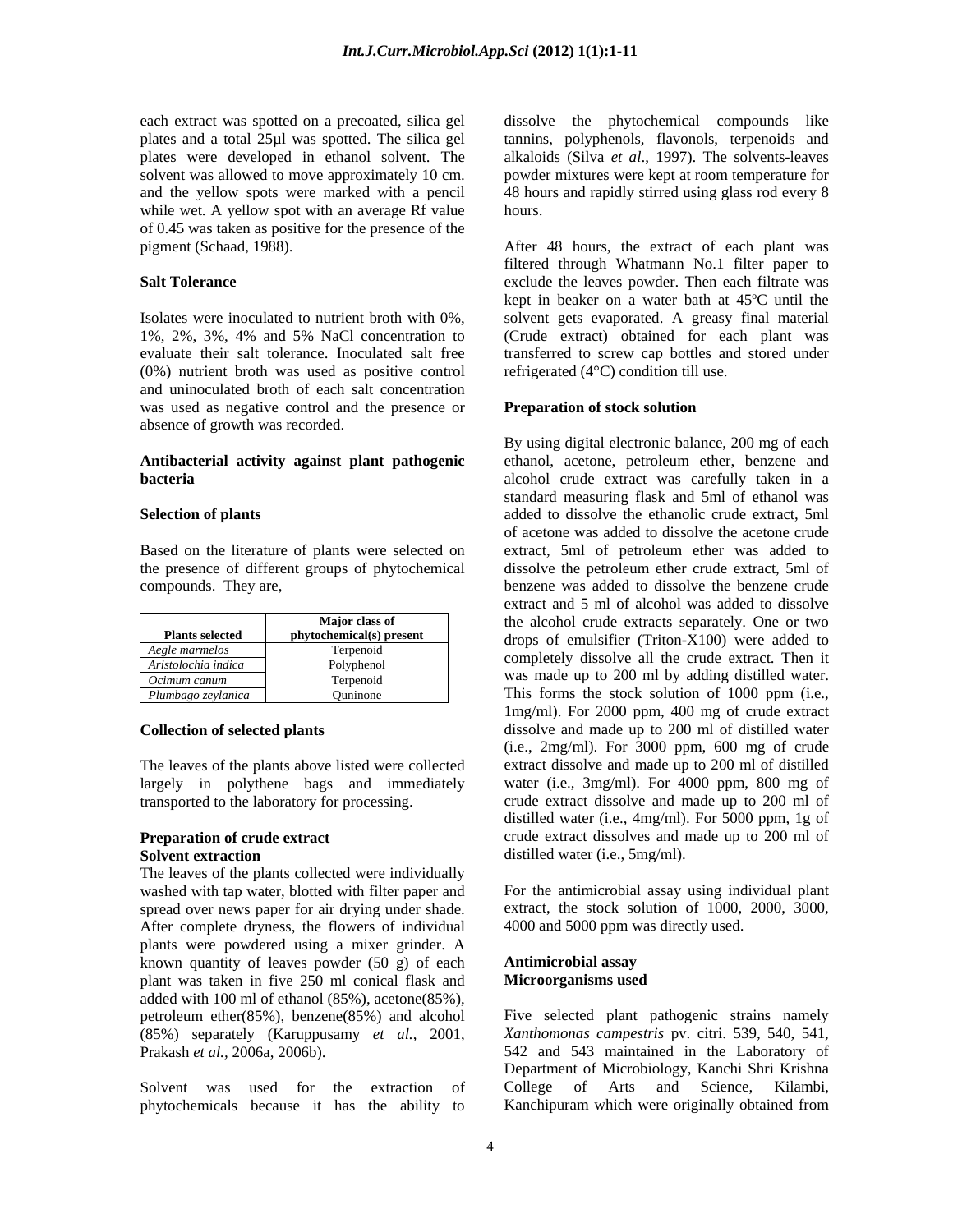each extract was spotted on a precoated, silica gel plates and a total 25µl was spotted. The silica gel plates were developed in ethanol solvent. The solvent was allowed to move approximately 10 cm. and the yellow spots were marked with a pencil while wet. A yellow spot with an average Rf value of 0.45 was taken as positive for the presence of the pigment (Schaad, 1988).

**Salt Tolerance**

Isolates were inoculated to nutrient broth with 0%, 1%, 2%, 3%, 4% and 5% NaCl concentration to evaluate their salt tolerance. Inoculated salt free (0%) nutrient broth was used as positive control and uninoculated broth of each salt concentration was used as negative control and the presence or absence of growth was recorded.

**Antibacterial activity against plant pathogenic bacteria**

**Selection of plants**

Based on the literature of plants were selected on the presence of different groups of phytochemical compounds. They are,

| Plants selected | Major class of phytochemical(s) present |
|---|---|
| *Aegle marmelos* | Terpenoid |
| *Aristolochia indica* | Polyphenol |
| *Ocimum canum* | Terpenoid |
| *Plumbago zeylanica* | Quninone |

**Collection of selected plants**

The leaves of the plants above listed were collected largely in polythene bags and immediately transported to the laboratory for processing.

**Preparation of crude extract**
**Solvent extraction**

The leaves of the plants collected were individually washed with tap water, blotted with filter paper and spread over news paper for air drying under shade. After complete dryness, the flowers of individual plants were powdered using a mixer grinder. A known quantity of leaves powder (50 g) of each plant was taken in five 250 ml conical flask and added with 100 ml of ethanol (85%), acetone(85%), petroleum ether(85%), benzene(85%) and alcohol (85%) separately (Karuppusamy *et al.*, 2001, Prakash *et al.*, 2006a, 2006b).

Solvent was used for the extraction of phytochemicals because it has the ability to dissolve the phytochemical compounds like tannins, polyphenols, flavonols, terpenoids and alkaloids (Silva *et al*., 1997). The solvents-leaves powder mixtures were kept at room temperature for 48 hours and rapidly stirred using glass rod every 8 hours.

After 48 hours, the extract of each plant was filtered through Whatmann No.1 filter paper to exclude the leaves powder. Then each filtrate was kept in beaker on a water bath at 45ºC until the solvent gets evaporated. A greasy final material (Crude extract) obtained for each plant was transferred to screw cap bottles and stored under refrigerated (4°C) condition till use.

**Preparation of stock solution**

By using digital electronic balance, 200 mg of each ethanol, acetone, petroleum ether, benzene and alcohol crude extract was carefully taken in a standard measuring flask and 5ml of ethanol was added to dissolve the ethanolic crude extract, 5ml of acetone was added to dissolve the acetone crude extract, 5ml of petroleum ether was added to dissolve the petroleum ether crude extract, 5ml of benzene was added to dissolve the benzene crude extract and 5 ml of alcohol was added to dissolve the alcohol crude extracts separately. One or two drops of emulsifier (Triton-X100) were added to completely dissolve all the crude extract. Then it was made up to 200 ml by adding distilled water. This forms the stock solution of 1000 ppm (i.e., 1mg/ml). For 2000 ppm, 400 mg of crude extract dissolve and made up to 200 ml of distilled water (i.e., 2mg/ml). For 3000 ppm, 600 mg of crude extract dissolve and made up to 200 ml of distilled water (i.e., 3mg/ml). For 4000 ppm, 800 mg of crude extract dissolve and made up to 200 ml of distilled water (i.e., 4mg/ml). For 5000 ppm, 1g of crude extract dissolves and made up to 200 ml of distilled water (i.e., 5mg/ml).

For the antimicrobial assay using individual plant extract, the stock solution of 1000, 2000, 3000, 4000 and 5000 ppm was directly used.

**Antimicrobial assay**
**Microorganisms used**

Five selected plant pathogenic strains namely *Xanthomonas campestris* pv. citri. 539, 540, 541, 542 and 543 maintained in the Laboratory of Department of Microbiology, Kanchi Shri Krishna College of Arts and Science, Kilambi, Kanchipuram which were originally obtained from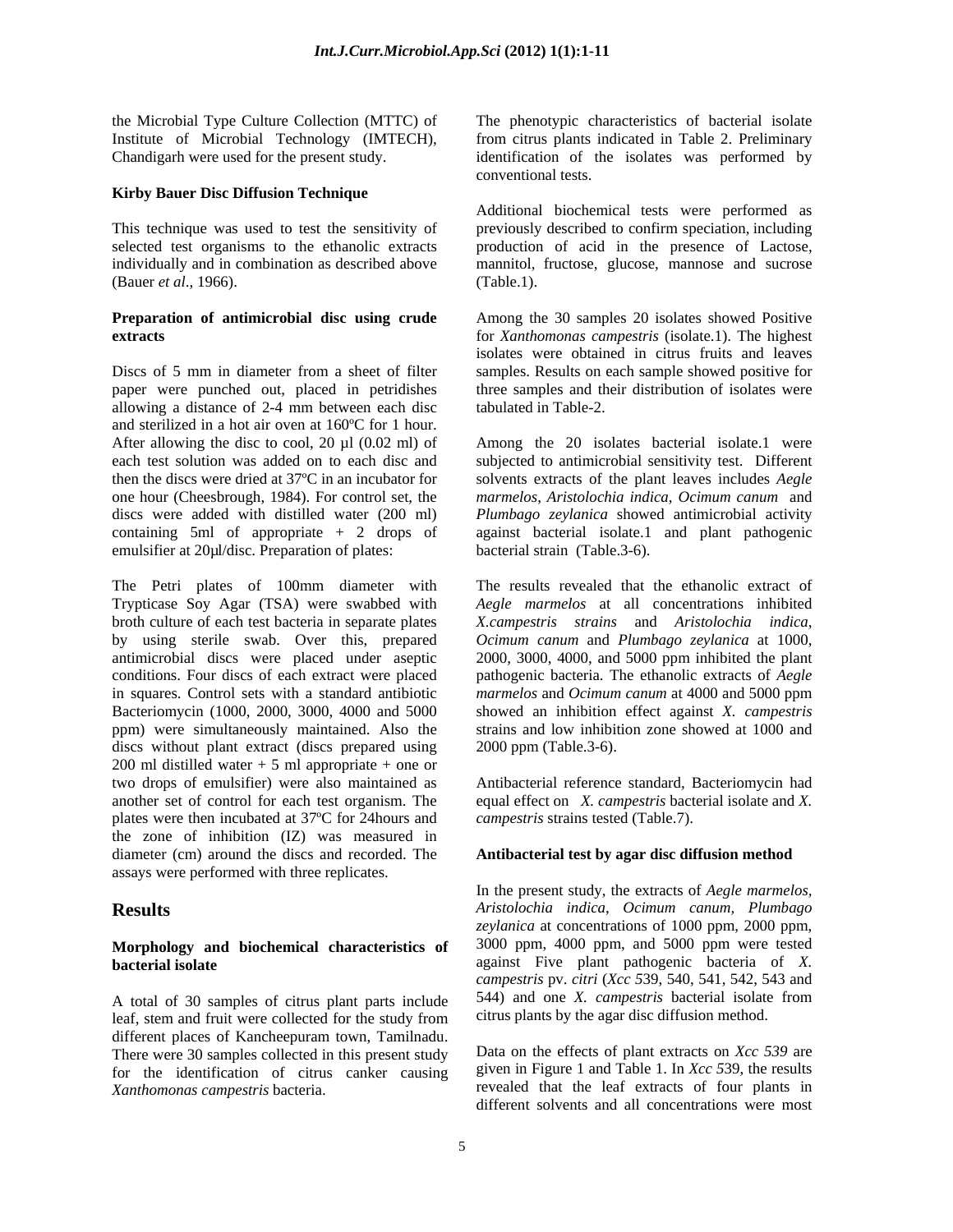the Microbial Type Culture Collection (MTTC) of Institute of Microbial Technology (IMTECH), Chandigarh were used for the present study.

### Kirby Bauer Disc Diffusion Technique

This technique was used to test the sensitivity of selected test organisms to the ethanolic extracts individually and in combination as described above (Bauer *et al*., 1966).

### Preparation of antimicrobial disc using crude extracts

Discs of 5 mm in diameter from a sheet of filter paper were punched out, placed in petridishes allowing a distance of 2-4 mm between each disc and sterilized in a hot air oven at 160ºC for 1 hour. After allowing the disc to cool, 20 µl (0.02 ml) of each test solution was added on to each disc and then the discs were dried at 37ºC in an incubator for one hour (Cheesbrough, 1984). For control set, the discs were added with distilled water (200 ml) containing 5ml of appropriate + 2 drops of emulsifier at 20µl/disc. Preparation of plates:

The Petri plates of 100mm diameter with Trypticase Soy Agar (TSA) were swabbed with broth culture of each test bacteria in separate plates by using sterile swab. Over this, prepared antimicrobial discs were placed under aseptic conditions. Four discs of each extract were placed in squares. Control sets with a standard antibiotic Bacteriomycin (1000, 2000, 3000, 4000 and 5000 ppm) were simultaneously maintained. Also the discs without plant extract (discs prepared using 200 ml distilled water + 5 ml appropriate + one or two drops of emulsifier) were also maintained as another set of control for each test organism. The plates were then incubated at 37ºC for 24hours and the zone of inhibition (IZ) was measured in diameter (cm) around the discs and recorded. The assays were performed with three replicates.

## Results

### Morphology and biochemical characteristics of bacterial isolate

A total of 30 samples of citrus plant parts include leaf, stem and fruit were collected for the study from different places of Kancheepuram town, Tamilnadu. There were 30 samples collected in this present study for the identification of citrus canker causing *Xanthomonas campestris* bacteria.

The phenotypic characteristics of bacterial isolate from citrus plants indicated in Table 2. Preliminary identification of the isolates was performed by conventional tests.

Additional biochemical tests were performed as previously described to confirm speciation, including production of acid in the presence of Lactose, mannitol, fructose, glucose, mannose and sucrose (Table.1).

Among the 30 samples 20 isolates showed Positive for *Xanthomonas campestris* (isolate.1). The highest isolates were obtained in citrus fruits and leaves samples. Results on each sample showed positive for three samples and their distribution of isolates were tabulated in Table-2.

Among the 20 isolates bacterial isolate.1 were subjected to antimicrobial sensitivity test. Different solvents extracts of the plant leaves includes *Aegle marmelos*, *Aristolochia indica*, *Ocimum canum* and *Plumbago zeylanica* showed antimicrobial activity against bacterial isolate.1 and plant pathogenic bacterial strain (Table.3-6).

The results revealed that the ethanolic extract of *Aegle marmelos* at all concentrations inhibited *X.campestris strains* and *Aristolochia indica*, *Ocimum canum* and *Plumbago zeylanica* at 1000, 2000, 3000, 4000, and 5000 ppm inhibited the plant pathogenic bacteria. The ethanolic extracts of *Aegle marmelos* and *Ocimum canum* at 4000 and 5000 ppm showed an inhibition effect against *X. campestris* strains and low inhibition zone showed at 1000 and 2000 ppm (Table.3-6).

Antibacterial reference standard, Bacteriomycin had equal effect on *X. campestris* bacterial isolate and *X. campestris* strains tested (Table.7).

### Antibacterial test by agar disc diffusion method

In the present study, the extracts of *Aegle marmelos*, *Aristolochia indica*, *Ocimum canum*, *Plumbago zeylanica* at concentrations of 1000 ppm, 2000 ppm, 3000 ppm, 4000 ppm, and 5000 ppm were tested against Five plant pathogenic bacteria of *X. campestris* pv. *citri* (*Xcc 5*39, 540, 541, 542, 543 and 544) and one *X. campestris* bacterial isolate from citrus plants by the agar disc diffusion method.

Data on the effects of plant extracts on *Xcc 539* are given in Figure 1 and Table 1. In *Xcc 5*39, the results revealed that the leaf extracts of four plants in different solvents and all concentrations were most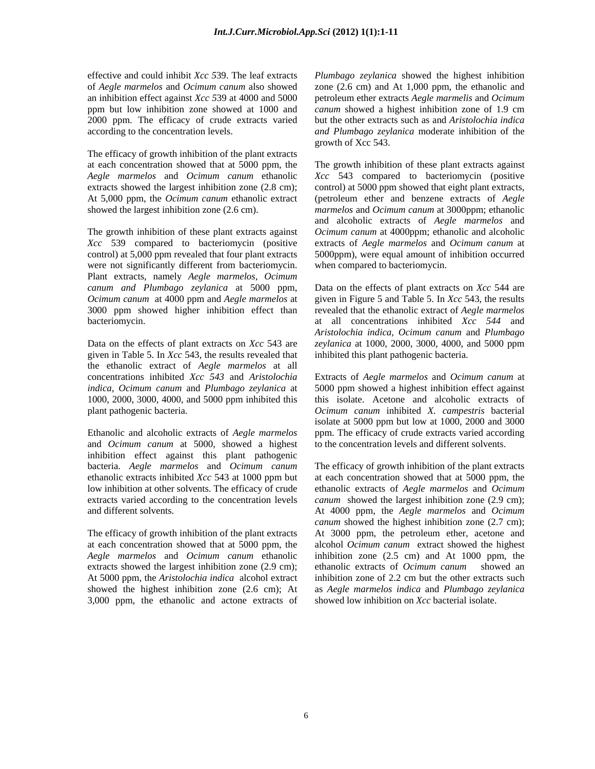effective and could inhibit *Xcc 5*39. The leaf extracts of *Aegle marmelos* and *Ocimum canum* also showed an inhibition effect against *Xcc 5*39 at 4000 and 5000 ppm but low inhibition zone showed at 1000 and 2000 ppm. The efficacy of crude extracts varied according to the concentration levels.

The efficacy of growth inhibition of the plant extracts at each concentration showed that at 5000 ppm, the *Aegle marmelos* and *Ocimum canum* ethanolic extracts showed the largest inhibition zone (2.8 cm); At 5,000 ppm, the *Ocimum canum* ethanolic extract showed the largest inhibition zone (2.6 cm).

The growth inhibition of these plant extracts against *Xcc* 539 compared to bacteriomycin (positive control) at 5,000 ppm revealed that four plant extracts were not significantly different from bacteriomycin. Plant extracts, namely *Aegle marmelos*, *Ocimum canum and Plumbago zeylanica* at 5000 ppm, *Ocimum canum* at 4000 ppm and *Aegle marmelos* at 3000 ppm showed higher inhibition effect than bacteriomycin.

Data on the effects of plant extracts on *Xcc* 543 are given in Table 5. In *Xcc* 543, the results revealed that the ethanolic extract of *Aegle marmelos* at all concentrations inhibited *Xcc 543* and *Aristolochia indica*, *Ocimum canum* and *Plumbago zeylanica* at 1000, 2000, 3000, 4000, and 5000 ppm inhibited this plant pathogenic bacteria.

Ethanolic and alcoholic extracts of *Aegle marmelos* and *Ocimum canum* at 5000, showed a highest inhibition effect against this plant pathogenic bacteria. *Aegle marmelos* and *Ocimum canum* ethanolic extracts inhibited *Xcc* 543 at 1000 ppm but low inhibition at other solvents. The efficacy of crude extracts varied according to the concentration levels and different solvents.

The efficacy of growth inhibition of the plant extracts at each concentration showed that at 5000 ppm, the *Aegle marmelos* and *Ocimum canum* ethanolic extracts showed the largest inhibition zone (2.9 cm); At 5000 ppm, the *Aristolochia indica* alcohol extract showed the highest inhibition zone (2.6 cm); At 3,000 ppm, the ethanolic and actone extracts of *Plumbago zeylanica* showed the highest inhibition zone (2.6 cm) and At 1,000 ppm, the ethanolic and petroleum ether extracts *Aegle marmelis* and *Ocimum canum* showed a highest inhibition zone of 1.9 cm but the other extracts such as and *Aristolochia indica and Plumbago zeylanica* moderate inhibition of the growth of Xcc 543.

The growth inhibition of these plant extracts against *Xcc* 543 compared to bacteriomycin (positive control) at 5000 ppm showed that eight plant extracts, (petroleum ether and benzene extracts of *Aegle marmelos* and *Ocimum canum* at 3000ppm; ethanolic and alcoholic extracts of *Aegle marmelos* and *Ocimum canum* at 4000ppm; ethanolic and alcoholic extracts of *Aegle marmelos* and *Ocimum canum* at 5000ppm), were equal amount of inhibition occurred when compared to bacteriomycin.

Data on the effects of plant extracts on *Xcc* 544 are given in Figure 5 and Table 5. In *Xcc* 543, the results revealed that the ethanolic extract of *Aegle marmelos* at all concentrations inhibited *Xcc 544* and *Aristolochia indica, Ocimum canum* and *Plumbago zeylanica* at 1000, 2000, 3000, 4000, and 5000 ppm inhibited this plant pathogenic bacteria.

Extracts of *Aegle marmelos* and *Ocimum canum* at 5000 ppm showed a highest inhibition effect against this isolate. Acetone and alcoholic extracts of *Ocimum canum* inhibited *X. campestris* bacterial isolate at 5000 ppm but low at 1000, 2000 and 3000 ppm. The efficacy of crude extracts varied according to the concentration levels and different solvents.

The efficacy of growth inhibition of the plant extracts at each concentration showed that at 5000 ppm, the ethanolic extracts of *Aegle marmelos* and *Ocimum canum* showed the largest inhibition zone (2.9 cm); At 4000 ppm, the *Aegle marmelos* and *Ocimum canum* showed the highest inhibition zone (2.7 cm); At 3000 ppm, the petroleum ether, acetone and alcohol *Ocimum canum* extract showed the highest inhibition zone (2.5 cm) and At 1000 ppm, the ethanolic extracts of *Ocimum canum* showed an inhibition zone of 2.2 cm but the other extracts such as *Aegle marmelos indica* and *Plumbago zeylanica* showed low inhibition on *Xcc* bacterial isolate.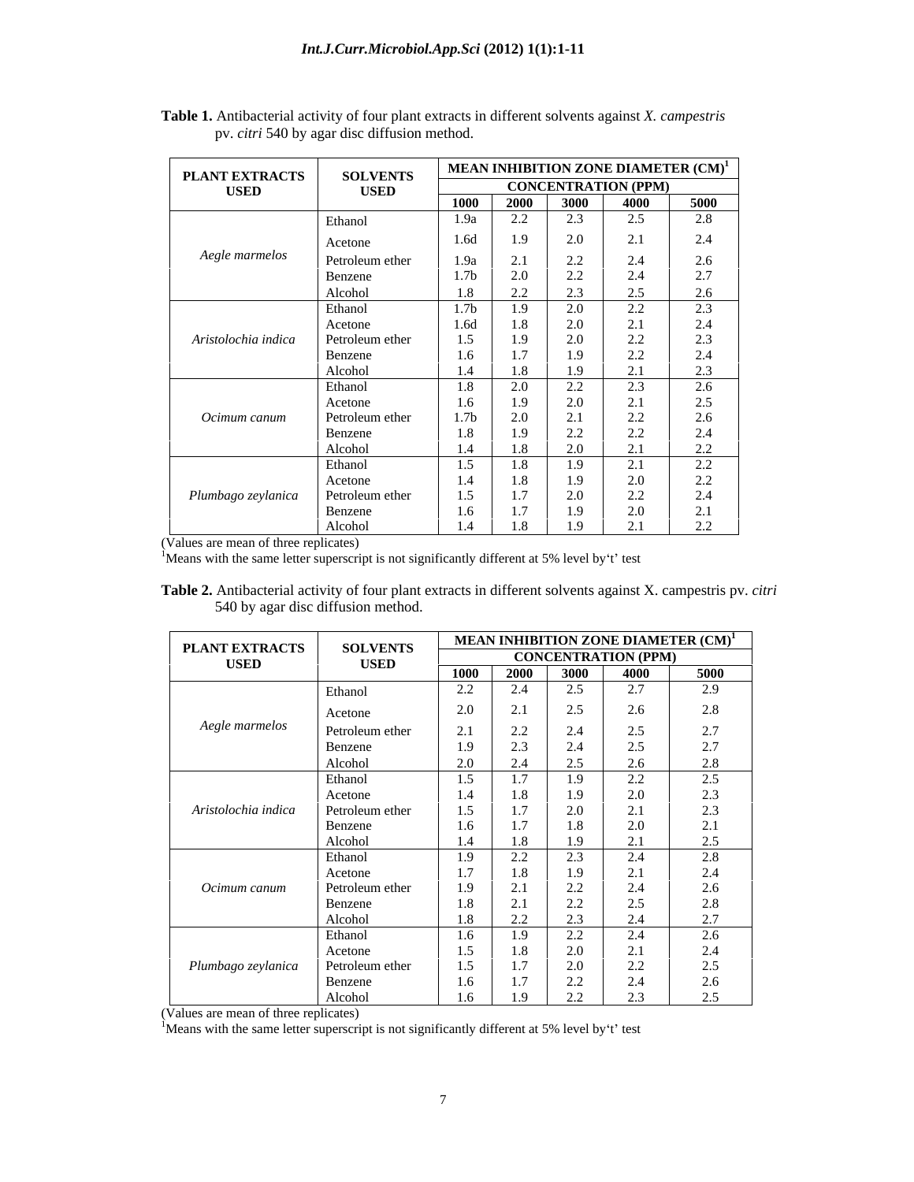**Table 1.** Antibacterial activity of four plant extracts in different solvents against *X. campestris* pv. *citri* 540 by agar disc diffusion method.

| PLANT EXTRACTS USED | SOLVENTS USED | MEAN INHIBITION ZONE DIAMETER (CM)[1] | | | | |
|---|---|---|---|---|---|---|
| | | CONCENTRATION (PPM) | | | | |
| | | 1000 | 2000 | 3000 | 4000 | 5000 |
| *Aegle marmelos* | Ethanol | 1.9a | 2.2 | 2.3 | 2.5 | 2.8 |
| | Acetone | 1.6d | 1.9 | 2.0 | 2.1 | 2.4 |
| | Petroleum ether | 1.9a | 2.1 | 2.2 | 2.4 | 2.6 |
| | Benzene | 1.7b | 2.0 | 2.2 | 2.4 | 2.7 |
| | Alcohol | 1.8 | 2.2 | 2.3 | 2.5 | 2.6 |
| *Aristolochia indica* | Ethanol | 1.7b | 1.9 | 2.0 | 2.2 | 2.3 |
| | Acetone | 1.6d | 1.8 | 2.0 | 2.1 | 2.4 |
| | Petroleum ether | 1.5 | 1.9 | 2.0 | 2.2 | 2.3 |
| | Benzene | 1.6 | 1.7 | 1.9 | 2.2 | 2.4 |
| | Alcohol | 1.4 | 1.8 | 1.9 | 2.1 | 2.3 |
| *Ocimum canum* | Ethanol | 1.8 | 2.0 | 2.2 | 2.3 | 2.6 |
| | Acetone | 1.6 | 1.9 | 2.0 | 2.1 | 2.5 |
| | Petroleum ether | 1.7b | 2.0 | 2.1 | 2.2 | 2.6 |
| | Benzene | 1.8 | 1.9 | 2.2 | 2.2 | 2.4 |
| | Alcohol | 1.4 | 1.8 | 2.0 | 2.1 | 2.2 |
| *Plumbago zeylanica* | Ethanol | 1.5 | 1.8 | 1.9 | 2.1 | 2.2 |
| | Acetone | 1.4 | 1.8 | 1.9 | 2.0 | 2.2 |
| | Petroleum ether | 1.5 | 1.7 | 2.0 | 2.2 | 2.4 |
| | Benzene | 1.6 | 1.7 | 1.9 | 2.0 | 2.1 |
| | Alcohol | 1.4 | 1.8 | 1.9 | 2.1 | 2.2 |

(Values are mean of three replicates)
[1]Means with the same letter superscript is not significantly different at 5% level by't' test

**Table 2.** Antibacterial activity of four plant extracts in different solvents against X. campestris pv. *citri* 540 by agar disc diffusion method.

| PLANT EXTRACTS USED | SOLVENTS USED | MEAN INHIBITION ZONE DIAMETER (CM)[1] | | | | |
|---|---|---|---|---|---|---|
| | | CONCENTRATION (PPM) | | | | |
| | | 1000 | 2000 | 3000 | 4000 | 5000 |
| *Aegle marmelos* | Ethanol | 2.2 | 2.4 | 2.5 | 2.7 | 2.9 |
| | Acetone | 2.0 | 2.1 | 2.5 | 2.6 | 2.8 |
| | Petroleum ether | 2.1 | 2.2 | 2.4 | 2.5 | 2.7 |
| | Benzene | 1.9 | 2.3 | 2.4 | 2.5 | 2.7 |
| | Alcohol | 2.0 | 2.4 | 2.5 | 2.6 | 2.8 |
| *Aristolochia indica* | Ethanol | 1.5 | 1.7 | 1.9 | 2.2 | 2.5 |
| | Acetone | 1.4 | 1.8 | 1.9 | 2.0 | 2.3 |
| | Petroleum ether | 1.5 | 1.7 | 2.0 | 2.1 | 2.3 |
| | Benzene | 1.6 | 1.7 | 1.8 | 2.0 | 2.1 |
| | Alcohol | 1.4 | 1.8 | 1.9 | 2.1 | 2.5 |
| *Ocimum canum* | Ethanol | 1.9 | 2.2 | 2.3 | 2.4 | 2.8 |
| | Acetone | 1.7 | 1.8 | 1.9 | 2.1 | 2.4 |
| | Petroleum ether | 1.9 | 2.1 | 2.2 | 2.4 | 2.6 |
| | Benzene | 1.8 | 2.1 | 2.2 | 2.5 | 2.8 |
| | Alcohol | 1.8 | 2.2 | 2.3 | 2.4 | 2.7 |
| *Plumbago zeylanica* | Ethanol | 1.6 | 1.9 | 2.2 | 2.4 | 2.6 |
| | Acetone | 1.5 | 1.8 | 2.0 | 2.1 | 2.4 |
| | Petroleum ether | 1.5 | 1.7 | 2.0 | 2.2 | 2.5 |
| | Benzene | 1.6 | 1.7 | 2.2 | 2.4 | 2.6 |
| | Alcohol | 1.6 | 1.9 | 2.2 | 2.3 | 2.5 |

(Values are mean of three replicates)
[1]Means with the same letter superscript is not significantly different at 5% level by't' test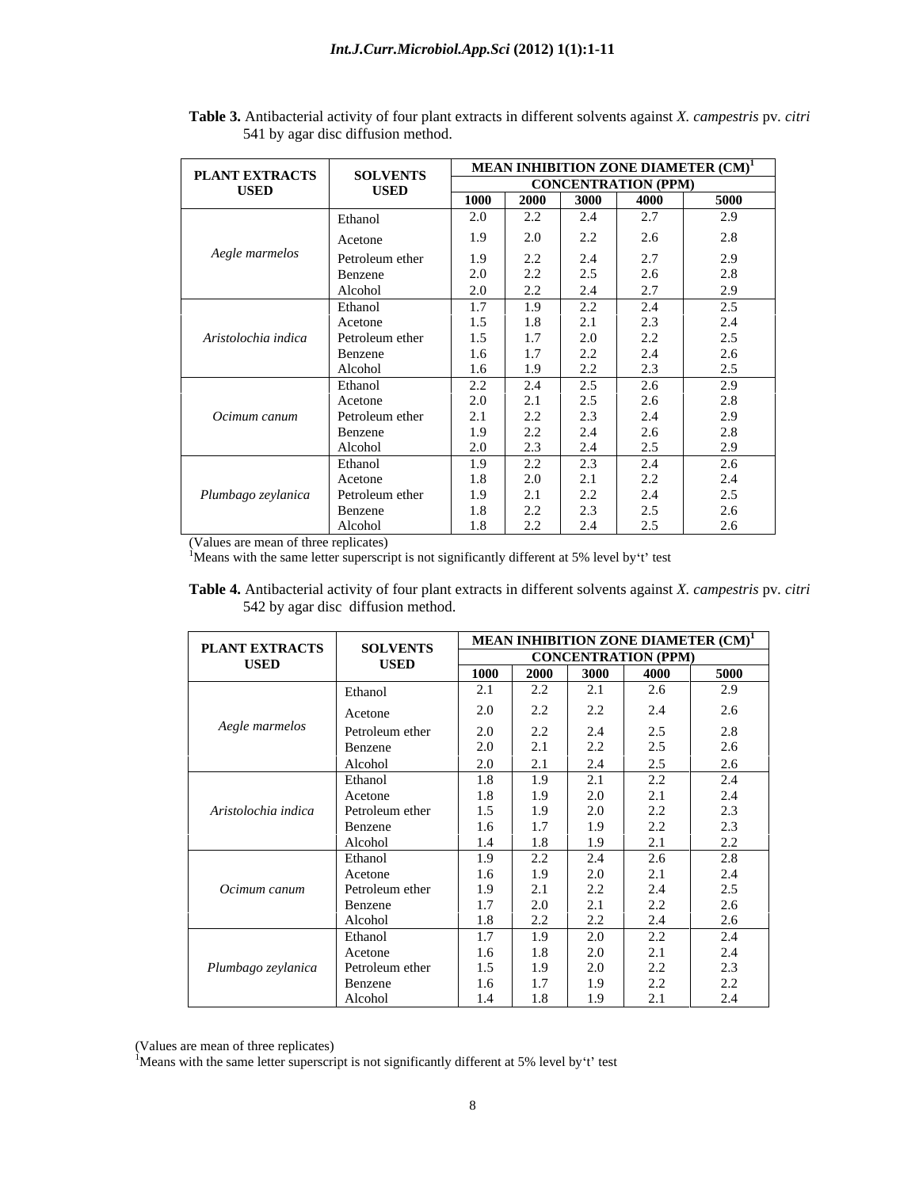**Table 3.** Antibacterial activity of four plant extracts in different solvents against *X. campestris* pv. *citri* 541 by agar disc diffusion method.

| PLANT EXTRACTS USED | SOLVENTS USED | MEAN INHIBITION ZONE DIAMETER (CM)[1] | | | | |
|---|---|---|---|---|---|---|
| | | CONCENTRATION (PPM) | | | | |
| | | 1000 | 2000 | 3000 | 4000 | 5000 |
| *Aegle marmelos* | Ethanol | 2.0 | 2.2 | 2.4 | 2.7 | 2.9 |
| | Acetone | 1.9 | 2.0 | 2.2 | 2.6 | 2.8 |
| | Petroleum ether | 1.9 | 2.2 | 2.4 | 2.7 | 2.9 |
| | Benzene | 2.0 | 2.2 | 2.5 | 2.6 | 2.8 |
| | Alcohol | 2.0 | 2.2 | 2.4 | 2.7 | 2.9 |
| *Aristolochia indica* | Ethanol | 1.7 | 1.9 | 2.2 | 2.4 | 2.5 |
| | Acetone | 1.5 | 1.8 | 2.1 | 2.3 | 2.4 |
| | Petroleum ether | 1.5 | 1.7 | 2.0 | 2.2 | 2.5 |
| | Benzene | 1.6 | 1.7 | 2.2 | 2.4 | 2.6 |
| | Alcohol | 1.6 | 1.9 | 2.2 | 2.3 | 2.5 |
| *Ocimum canum* | Ethanol | 2.2 | 2.4 | 2.5 | 2.6 | 2.9 |
| | Acetone | 2.0 | 2.1 | 2.5 | 2.6 | 2.8 |
| | Petroleum ether | 2.1 | 2.2 | 2.3 | 2.4 | 2.9 |
| | Benzene | 1.9 | 2.2 | 2.4 | 2.6 | 2.8 |
| | Alcohol | 2.0 | 2.3 | 2.4 | 2.5 | 2.9 |
| *Plumbago zeylanica* | Ethanol | 1.9 | 2.2 | 2.3 | 2.4 | 2.6 |
| | Acetone | 1.8 | 2.0 | 2.1 | 2.2 | 2.4 |
| | Petroleum ether | 1.9 | 2.1 | 2.2 | 2.4 | 2.5 |
| | Benzene | 1.8 | 2.2 | 2.3 | 2.5 | 2.6 |
| | Alcohol | 1.8 | 2.2 | 2.4 | 2.5 | 2.6 |

(Values are mean of three replicates)
[1]Means with the same letter superscript is not significantly different at 5% level by't' test

**Table 4.** Antibacterial activity of four plant extracts in different solvents against *X. campestris* pv. *citri* 542 by agar disc diffusion method.

| PLANT EXTRACTS USED | SOLVENTS USED | MEAN INHIBITION ZONE DIAMETER (CM)[1] | | | | |
|---|---|---|---|---|---|---|
| | | CONCENTRATION (PPM) | | | | |
| | | 1000 | 2000 | 3000 | 4000 | 5000 |
| *Aegle marmelos* | Ethanol | 2.1 | 2.2 | 2.1 | 2.6 | 2.9 |
| | Acetone | 2.0 | 2.2 | 2.2 | 2.4 | 2.6 |
| | Petroleum ether | 2.0 | 2.2 | 2.4 | 2.5 | 2.8 |
| | Benzene | 2.0 | 2.1 | 2.2 | 2.5 | 2.6 |
| | Alcohol | 2.0 | 2.1 | 2.4 | 2.5 | 2.6 |
| *Aristolochia indica* | Ethanol | 1.8 | 1.9 | 2.1 | 2.2 | 2.4 |
| | Acetone | 1.8 | 1.9 | 2.0 | 2.1 | 2.4 |
| | Petroleum ether | 1.5 | 1.9 | 2.0 | 2.2 | 2.3 |
| | Benzene | 1.6 | 1.7 | 1.9 | 2.2 | 2.3 |
| | Alcohol | 1.4 | 1.8 | 1.9 | 2.1 | 2.2 |
| *Ocimum canum* | Ethanol | 1.9 | 2.2 | 2.4 | 2.6 | 2.8 |
| | Acetone | 1.6 | 1.9 | 2.0 | 2.1 | 2.4 |
| | Petroleum ether | 1.9 | 2.1 | 2.2 | 2.4 | 2.5 |
| | Benzene | 1.7 | 2.0 | 2.1 | 2.2 | 2.6 |
| | Alcohol | 1.8 | 2.2 | 2.2 | 2.4 | 2.6 |
| *Plumbago zeylanica* | Ethanol | 1.7 | 1.9 | 2.0 | 2.2 | 2.4 |
| | Acetone | 1.6 | 1.8 | 2.0 | 2.1 | 2.4 |
| | Petroleum ether | 1.5 | 1.9 | 2.0 | 2.2 | 2.3 |
| | Benzene | 1.6 | 1.7 | 1.9 | 2.2 | 2.2 |
| | Alcohol | 1.4 | 1.8 | 1.9 | 2.1 | 2.4 |

(Values are mean of three replicates)
[1]Means with the same letter superscript is not significantly different at 5% level by't' test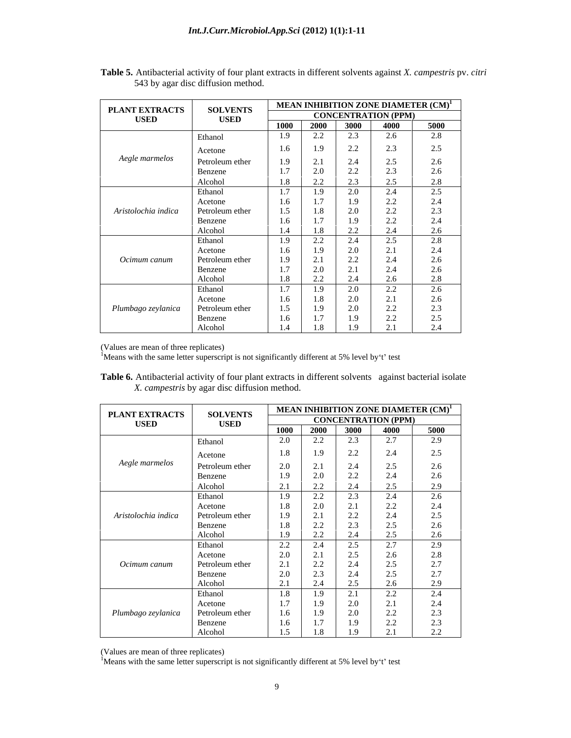**Table 5.** Antibacterial activity of four plant extracts in different solvents against *X. campestris* pv. *citri* 543 by agar disc diffusion method.

| PLANT EXTRACTS USED | SOLVENTS USED | MEAN INHIBITION ZONE DIAMETER (CM)[1] | | | | |
|---|---|---|---|---|---|---|
| | | CONCENTRATION (PPM) | | | | |
| | | 1000 | 2000 | 3000 | 4000 | 5000 |
| *Aegle marmelos* | Ethanol | 1.9 | 2.2 | 2.3 | 2.6 | 2.8 |
| | Acetone | 1.6 | 1.9 | 2.2 | 2.3 | 2.5 |
| | Petroleum ether | 1.9 | 2.1 | 2.4 | 2.5 | 2.6 |
| | Benzene | 1.7 | 2.0 | 2.2 | 2.3 | 2.6 |
| | Alcohol | 1.8 | 2.2 | 2.3 | 2.5 | 2.8 |
| *Aristolochia indica* | Ethanol | 1.7 | 1.9 | 2.0 | 2.4 | 2.5 |
| | Acetone | 1.6 | 1.7 | 1.9 | 2.2 | 2.4 |
| | Petroleum ether | 1.5 | 1.8 | 2.0 | 2.2 | 2.3 |
| | Benzene | 1.6 | 1.7 | 1.9 | 2.2 | 2.4 |
| | Alcohol | 1.4 | 1.8 | 2.2 | 2.4 | 2.6 |
| *Ocimum canum* | Ethanol | 1.9 | 2.2 | 2.4 | 2.5 | 2.8 |
| | Acetone | 1.6 | 1.9 | 2.0 | 2.1 | 2.4 |
| | Petroleum ether | 1.9 | 2.1 | 2.2 | 2.4 | 2.6 |
| | Benzene | 1.7 | 2.0 | 2.1 | 2.4 | 2.6 |
| | Alcohol | 1.8 | 2.2 | 2.4 | 2.6 | 2.8 |
| *Plumbago zeylanica* | Ethanol | 1.7 | 1.9 | 2.0 | 2.2 | 2.6 |
| | Acetone | 1.6 | 1.8 | 2.0 | 2.1 | 2.6 |
| | Petroleum ether | 1.5 | 1.9 | 2.0 | 2.2 | 2.3 |
| | Benzene | 1.6 | 1.7 | 1.9 | 2.2 | 2.5 |
| | Alcohol | 1.4 | 1.8 | 1.9 | 2.1 | 2.4 |

(Values are mean of three replicates)
[1]Means with the same letter superscript is not significantly different at 5% level by't' test

**Table 6.** Antibacterial activity of four plant extracts in different solvents against bacterial isolate *X. campestris* by agar disc diffusion method.

| PLANT EXTRACTS USED | SOLVENTS USED | MEAN INHIBITION ZONE DIAMETER (CM)[1] | | | | |
|---|---|---|---|---|---|---|
| | | CONCENTRATION (PPM) | | | | |
| | | 1000 | 2000 | 3000 | 4000 | 5000 |
| *Aegle marmelos* | Ethanol | 2.0 | 2.2 | 2.3 | 2.7 | 2.9 |
| | Acetone | 1.8 | 1.9 | 2.2 | 2.4 | 2.5 |
| | Petroleum ether | 2.0 | 2.1 | 2.4 | 2.5 | 2.6 |
| | Benzene | 1.9 | 2.0 | 2.2 | 2.4 | 2.6 |
| | Alcohol | 2.1 | 2.2 | 2.4 | 2.5 | 2.9 |
| *Aristolochia indica* | Ethanol | 1.9 | 2.2 | 2.3 | 2.4 | 2.6 |
| | Acetone | 1.8 | 2.0 | 2.1 | 2.2 | 2.4 |
| | Petroleum ether | 1.9 | 2.1 | 2.2 | 2.4 | 2.5 |
| | Benzene | 1.8 | 2.2 | 2.3 | 2.5 | 2.6 |
| | Alcohol | 1.9 | 2.2 | 2.4 | 2.5 | 2.6 |
| *Ocimum canum* | Ethanol | 2.2 | 2.4 | 2.5 | 2.7 | 2.9 |
| | Acetone | 2.0 | 2.1 | 2.5 | 2.6 | 2.8 |
| | Petroleum ether | 2.1 | 2.2 | 2.4 | 2.5 | 2.7 |
| | Benzene | 2.0 | 2.3 | 2.4 | 2.5 | 2.7 |
| | Alcohol | 2.1 | 2.4 | 2.5 | 2.6 | 2.9 |
| *Plumbago zeylanica* | Ethanol | 1.8 | 1.9 | 2.1 | 2.2 | 2.4 |
| | Acetone | 1.7 | 1.9 | 2.0 | 2.1 | 2.4 |
| | Petroleum ether | 1.6 | 1.9 | 2.0 | 2.2 | 2.3 |
| | Benzene | 1.6 | 1.7 | 1.9 | 2.2 | 2.3 |
| | Alcohol | 1.5 | 1.8 | 1.9 | 2.1 | 2.2 |

(Values are mean of three replicates)
[1]Means with the same letter superscript is not significantly different at 5% level by't' test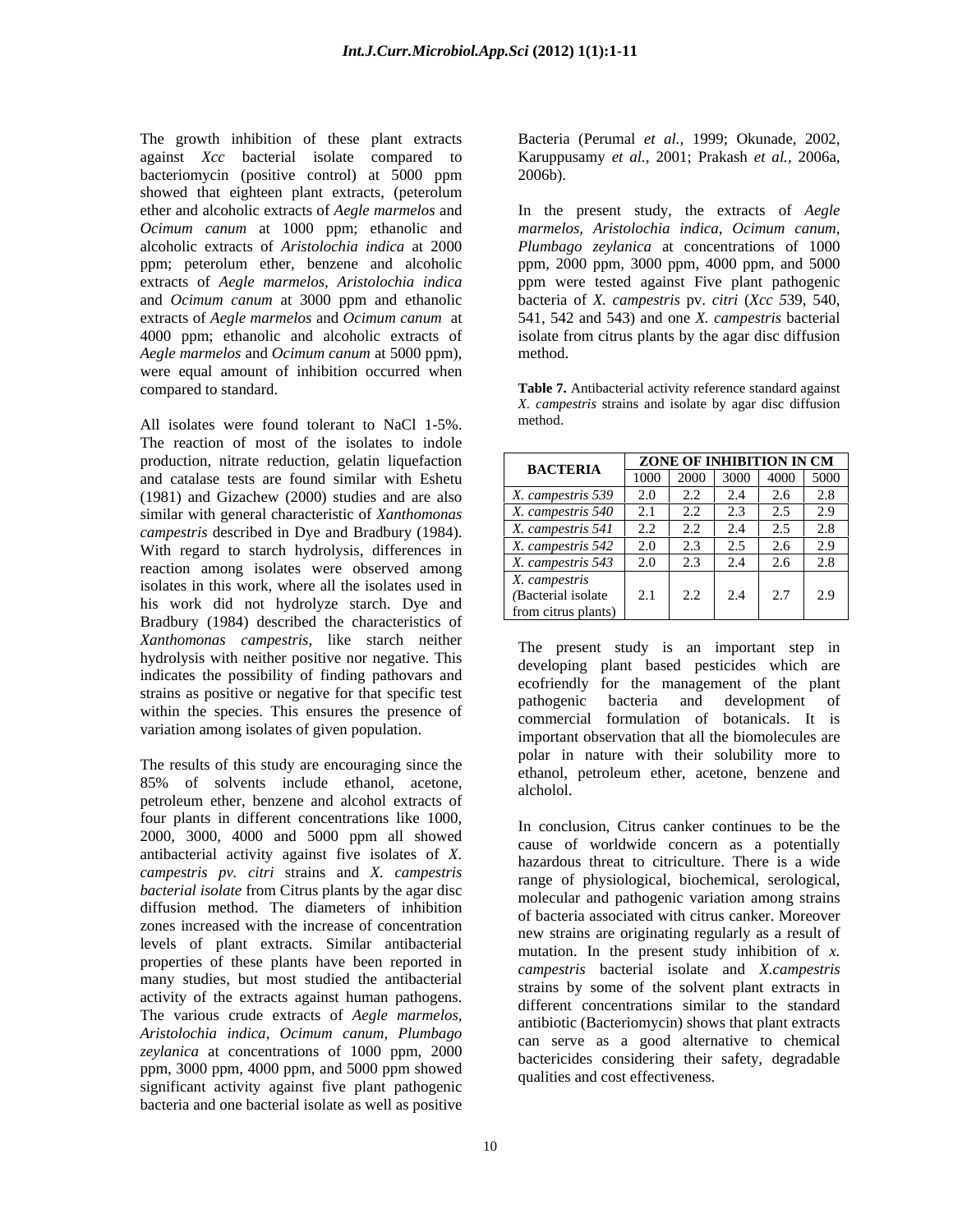The growth inhibition of these plant extracts against *Xcc* bacterial isolate compared to bacteriomycin (positive control) at 5000 ppm showed that eighteen plant extracts, (peterolum ether and alcoholic extracts of *Aegle marmelos* and *Ocimum canum* at 1000 ppm; ethanolic and alcoholic extracts of *Aristolochia indica* at 2000 ppm; peterolum ether, benzene and alcoholic extracts of *Aegle marmelos, Aristolochia indica* and *Ocimum canum* at 3000 ppm and ethanolic extracts of *Aegle marmelos* and *Ocimum canum* at 4000 ppm; ethanolic and alcoholic extracts of *Aegle marmelos* and *Ocimum canum* at 5000 ppm), were equal amount of inhibition occurred when compared to standard.

All isolates were found tolerant to NaCl 1-5%. The reaction of most of the isolates to indole production, nitrate reduction, gelatin liquefaction and catalase tests are found similar with Eshetu (1981) and Gizachew (2000) studies and are also similar with general characteristic of *Xanthomonas campestris* described in Dye and Bradbury (1984). With regard to starch hydrolysis, differences in reaction among isolates were observed among isolates in this work, where all the isolates used in his work did not hydrolyze starch. Dye and Bradbury (1984) described the characteristics of *Xanthomonas campestris*, like starch neither hydrolysis with neither positive nor negative. This indicates the possibility of finding pathovars and strains as positive or negative for that specific test within the species. This ensures the presence of variation among isolates of given population.

The results of this study are encouraging since the 85% of solvents include ethanol, acetone, petroleum ether, benzene and alcohol extracts of four plants in different concentrations like 1000, 2000, 3000, 4000 and 5000 ppm all showed antibacterial activity against five isolates of *X. campestris pv. citri* strains and *X. campestris bacterial isolate* from Citrus plants by the agar disc diffusion method. The diameters of inhibition zones increased with the increase of concentration levels of plant extracts. Similar antibacterial properties of these plants have been reported in many studies, but most studied the antibacterial activity of the extracts against human pathogens. The various crude extracts of *Aegle marmelos, Aristolochia indica*, *Ocimum canum, Plumbago zeylanica* at concentrations of 1000 ppm, 2000 ppm, 3000 ppm, 4000 ppm, and 5000 ppm showed significant activity against five plant pathogenic bacteria and one bacterial isolate as well as positive Bacteria (Perumal *et al.,* 1999; Okunade, 2002, Karuppusamy *et al.,* 2001; Prakash *et al.,* 2006a, 2006b).

In the present study, the extracts of *Aegle marmelos, Aristolochia indica*, *Ocimum canum, Plumbago zeylanica* at concentrations of 1000 ppm, 2000 ppm, 3000 ppm, 4000 ppm, and 5000 ppm were tested against Five plant pathogenic bacteria of *X. campestris* pv. *citri* (*Xcc 5*39, 540, 541, 542 and 543) and one *X. campestris* bacterial isolate from citrus plants by the agar disc diffusion method.

**Table 7.** Antibacterial activity reference standard against *X. campestris* strains and isolate by agar disc diffusion method.

| BACTERIA | ZONE OF INHIBITION IN CM | | | | |
|---|---|---|---|---|---|
| | 1000 | 2000 | 3000 | 4000 | 5000 |
| *X. campestris 539* | 2.0 | 2.2 | 2.4 | 2.6 | 2.8 |
| *X. campestris 540* | 2.1 | 2.2 | 2.3 | 2.5 | 2.9 |
| *X. campestris 541* | 2.2 | 2.2 | 2.4 | 2.5 | 2.8 |
| *X. campestris 542* | 2.0 | 2.3 | 2.5 | 2.6 | 2.9 |
| *X. campestris 543* | 2.0 | 2.3 | 2.4 | 2.6 | 2.8 |
| *X. campestris (*Bacterial isolate from citrus plants) | 2.1 | 2.2 | 2.4 | 2.7 | 2.9 |

The present study is an important step in developing plant based pesticides which are ecofriendly for the management of the plant pathogenic bacteria and development of commercial formulation of botanicals. It is important observation that all the biomolecules are polar in nature with their solubility more to ethanol, petroleum ether, acetone, benzene and alcholol.

In conclusion, Citrus canker continues to be the cause of worldwide concern as a potentially hazardous threat to citriculture. There is a wide range of physiological, biochemical, serological, molecular and pathogenic variation among strains of bacteria associated with citrus canker. Moreover new strains are originating regularly as a result of mutation. In the present study inhibition of *x. campestris* bacterial isolate and *X.campestris* strains by some of the solvent plant extracts in different concentrations similar to the standard antibiotic (Bacteriomycin) shows that plant extracts can serve as a good alternative to chemical bactericides considering their safety, degradable qualities and cost effectiveness.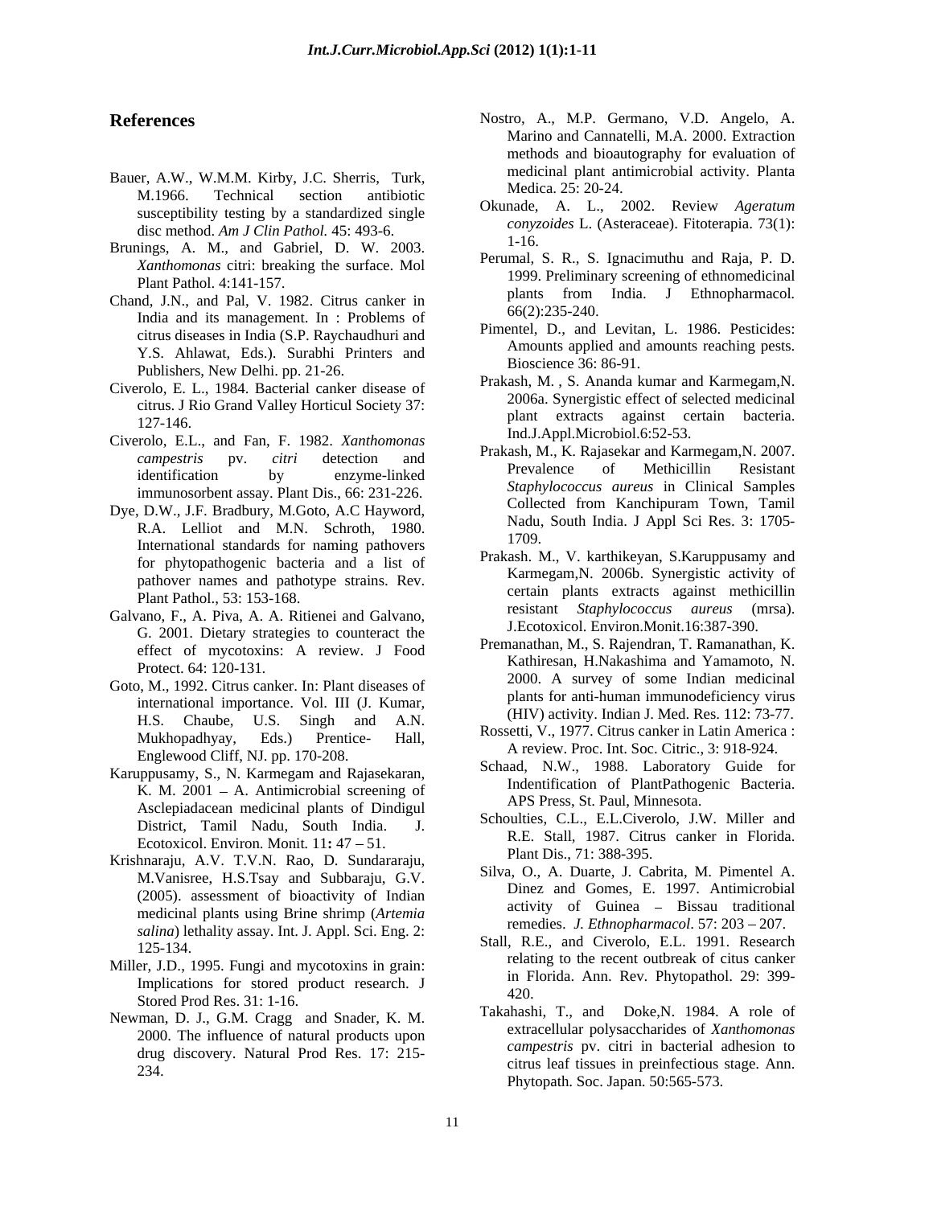## References

Bauer, A.W., W.M.M. Kirby, J.C. Sherris, Turk, M.1966. Technical section antibiotic susceptibility testing by a standardized single disc method. *Am J Clin Pathol.* 45: 493-6.

Brunings, A. M., and Gabriel, D. W. 2003. *Xanthomonas* citri: breaking the surface. Mol Plant Pathol. 4:141-157.

Chand, J.N., and Pal, V. 1982. Citrus canker in India and its management. In : Problems of citrus diseases in India (S.P. Raychaudhuri and Y.S. Ahlawat, Eds.). Surabhi Printers and Publishers, New Delhi. pp. 21-26.

Civerolo, E. L., 1984. Bacterial canker disease of citrus. J Rio Grand Valley Horticul Society 37: 127-146.

Civerolo, E.L., and Fan, F. 1982. *Xanthomonas campestris* pv. *citri* detection and identification by enzyme-linked immunosorbent assay. Plant Dis., 66: 231-226.

Dye, D.W., J.F. Bradbury, M.Goto, A.C Hayword, R.A. Lelliot and M.N. Schroth, 1980. International standards for naming pathovers for phytopathogenic bacteria and a list of pathover names and pathotype strains. Rev. Plant Pathol., 53: 153-168.

Galvano, F., A. Piva, A. A. Ritienei and Galvano, G. 2001. Dietary strategies to counteract the effect of mycotoxins: A review. J Food Protect. 64: 120-131.

Goto, M., 1992. Citrus canker. In: Plant diseases of international importance. Vol. III (J. Kumar, H.S. Chaube, U.S. Singh and A.N. Mukhopadhyay, Eds.) Prentice- Hall, Englewood Cliff, NJ. pp. 170-208.

Karuppusamy, S., N. Karmegam and Rajasekaran, K. M. 2001 – A. Antimicrobial screening of Asclepiadacean medicinal plants of Dindigul District, Tamil Nadu, South India. J. Ecotoxicol. Environ. Monit. 11**:** 47 – 51.

Krishnaraju, A.V. T.V.N. Rao, D. Sundararaju, M.Vanisree, H.S.Tsay and Subbaraju, G.V. (2005). assessment of bioactivity of Indian medicinal plants using Brine shrimp (*Artemia salina*) lethality assay. Int. J. Appl. Sci. Eng. 2: 125-134.

Miller, J.D., 1995. Fungi and mycotoxins in grain: Implications for stored product research. J Stored Prod Res. 31: 1-16.

Newman, D. J., G.M. Cragg and Snader, K. M. 2000. The influence of natural products upon drug discovery. Natural Prod Res. 17: 215-234.

Nostro, A., M.P. Germano, V.D. Angelo, A. Marino and Cannatelli, M.A. 2000. Extraction methods and bioautography for evaluation of medicinal plant antimicrobial activity. Planta Medica. 25: 20-24.

Okunade, A. L., 2002. Review *Ageratum conyzoides* L. (Asteraceae). Fitoterapia. 73(1): 1-16.

Perumal, S. R., S. Ignacimuthu and Raja, P. D. 1999. Preliminary screening of ethnomedicinal plants from India. J Ethnopharmacol. 66(2):235-240.

Pimentel, D., and Levitan, L. 1986. Pesticides: Amounts applied and amounts reaching pests. Bioscience 36: 86-91.

Prakash, M. , S. Ananda kumar and Karmegam,N. 2006a. Synergistic effect of selected medicinal plant extracts against certain bacteria. Ind.J.Appl.Microbiol.6:52-53.

Prakash, M., K. Rajasekar and Karmegam,N. 2007. Prevalence of Methicillin Resistant *Staphylococcus aureus* in Clinical Samples Collected from Kanchipuram Town, Tamil Nadu, South India. J Appl Sci Res. 3: 1705-1709.

Prakash. M., V. karthikeyan, S.Karuppusamy and Karmegam,N. 2006b. Synergistic activity of certain plants extracts against methicillin resistant *Staphylococcus aureus* (mrsa). J.Ecotoxicol. Environ.Monit.16:387-390.

Premanathan, M., S. Rajendran, T. Ramanathan, K. Kathiresan, H.Nakashima and Yamamoto, N. 2000. A survey of some Indian medicinal plants for anti-human immunodeficiency virus (HIV) activity. Indian J. Med. Res. 112: 73-77.

Rossetti, V., 1977. Citrus canker in Latin America : A review. Proc. Int. Soc. Citric., 3: 918-924.

Schaad, N.W., 1988. Laboratory Guide for Indentification of PlantPathogenic Bacteria. APS Press, St. Paul, Minnesota.

Schoulties, C.L., E.L.Civerolo, J.W. Miller and R.E. Stall, 1987. Citrus canker in Florida. Plant Dis., 71: 388-395.

Silva, O., A. Duarte, J. Cabrita, M. Pimentel A. Dinez and Gomes, E. 1997. Antimicrobial activity of Guinea – Bissau traditional remedies. *J. Ethnopharmacol*. 57: 203 – 207.

Stall, R.E., and Civerolo, E.L. 1991. Research relating to the recent outbreak of citus canker in Florida. Ann. Rev. Phytopathol. 29: 399-420.

Takahashi, T., and Doke,N. 1984. A role of extracellular polysaccharides of *Xanthomonas campestris* pv. citri in bacterial adhesion to citrus leaf tissues in preinfectious stage. Ann. Phytopath. Soc. Japan. 50:565-573.